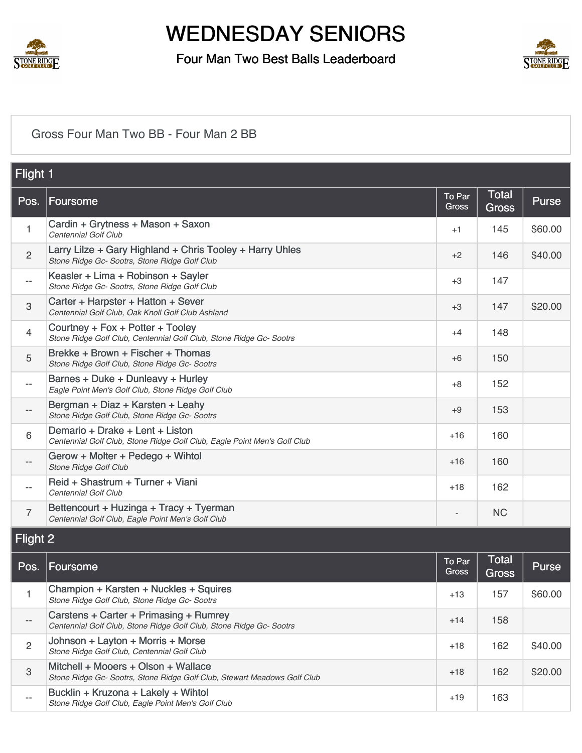# WEDNESDAY SENIORS

## Four Man Two Best Balls Leaderboard

Gross Four Man Two BB - Four Man 2 BB

### Flight 1

| Pos. | Foursome | To Par Gross | Total Gross | Purse |
|---|---|---|---|---|
| 1 | Cardin + Grytness + Mason + Saxon<br>*Centennial Golf Club* | +1 | 145 | $60.00 |
| 2 | Larry Lilze + Gary Highland + Chris Tooley + Harry Uhles<br>*Stone Ridge Gc- Sootrs, Stone Ridge Golf Club* | +2 | 146 | $40.00 |
| -- | Keasler + Lima + Robinson + Sayler<br>*Stone Ridge Gc- Sootrs, Stone Ridge Golf Club* | +3 | 147 | |
| 3 | Carter + Harpster + Hatton + Sever<br>*Centennial Golf Club, Oak Knoll Golf Club Ashland* | +3 | 147 | $20.00 |
| 4 | Courtney + Fox + Potter + Tooley<br>*Stone Ridge Golf Club, Centennial Golf Club, Stone Ridge Gc- Sootrs* | +4 | 148 | |
| 5 | Brekke + Brown + Fischer + Thomas<br>*Stone Ridge Golf Club, Stone Ridge Gc- Sootrs* | +6 | 150 | |
| -- | Barnes + Duke + Dunleavy + Hurley<br>*Eagle Point Men's Golf Club, Stone Ridge Golf Club* | +8 | 152 | |
| -- | Bergman + Diaz + Karsten + Leahy<br>*Stone Ridge Golf Club, Stone Ridge Gc- Sootrs* | +9 | 153 | |
| 6 | Demario + Drake + Lent + Liston<br>*Centennial Golf Club, Stone Ridge Golf Club, Eagle Point Men's Golf Club* | +16 | 160 | |
| -- | Gerow + Molter + Pedego + Wihtol<br>*Stone Ridge Golf Club* | +16 | 160 | |
| -- | Reid + Shastrum + Turner + Viani<br>*Centennial Golf Club* | +18 | 162 | |
| 7 | Bettencourt + Huzinga + Tracy + Tyerman<br>*Centennial Golf Club, Eagle Point Men's Golf Club* | - | NC | |

### Flight 2

| Pos. | Foursome | To Par Gross | Total Gross | Purse |
|---|---|---|---|---|
| 1 | Champion + Karsten + Nuckles + Squires<br>*Stone Ridge Golf Club, Stone Ridge Gc- Sootrs* | +13 | 157 | $60.00 |
| -- | Carstens + Carter + Primasing + Rumrey<br>*Centennial Golf Club, Stone Ridge Golf Club, Stone Ridge Gc- Sootrs* | +14 | 158 | |
| 2 | Johnson + Layton + Morris + Morse<br>*Stone Ridge Golf Club, Centennial Golf Club* | +18 | 162 | $40.00 |
| 3 | Mitchell + Mooers + Olson + Wallace<br>*Stone Ridge Gc- Sootrs, Stone Ridge Golf Club, Stewart Meadows Golf Club* | +18 | 162 | $20.00 |
| -- | Bucklin + Kruzona + Lakely + Wihtol<br>*Stone Ridge Golf Club, Eagle Point Men's Golf Club* | +19 | 163 | |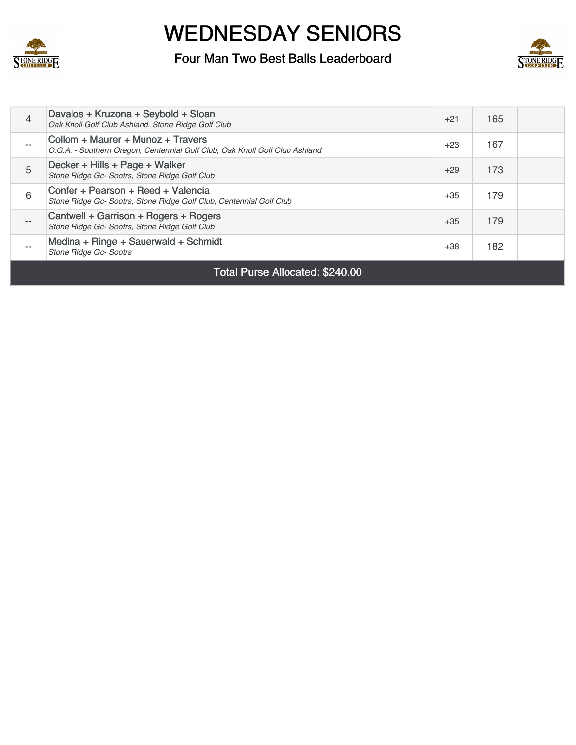# WEDNESDAY SENIORS

## Four Man Two Best Balls Leaderboard

| | | | | |
|---|---|---|---|---|
| 4 | Davalos + Kruzona + Seybold + Sloan<br>*Oak Knoll Golf Club Ashland, Stone Ridge Golf Club* | +21 | 165 | |
| -- | Collom + Maurer + Munoz + Travers<br>*O.G.A. - Southern Oregon, Centennial Golf Club, Oak Knoll Golf Club Ashland* | +23 | 167 | |
| 5 | Decker + Hills + Page + Walker<br>*Stone Ridge Gc- Sootrs, Stone Ridge Golf Club* | +29 | 173 | |
| 6 | Confer + Pearson + Reed + Valencia<br>*Stone Ridge Gc- Sootrs, Stone Ridge Golf Club, Centennial Golf Club* | +35 | 179 | |
| -- | Cantwell + Garrison + Rogers + Rogers<br>*Stone Ridge Gc- Sootrs, Stone Ridge Golf Club* | +35 | 179 | |
| -- | Medina + Ringe + Sauerwald + Schmidt<br>*Stone Ridge Gc- Sootrs* | +38 | 182 | |

Total Purse Allocated: $240.00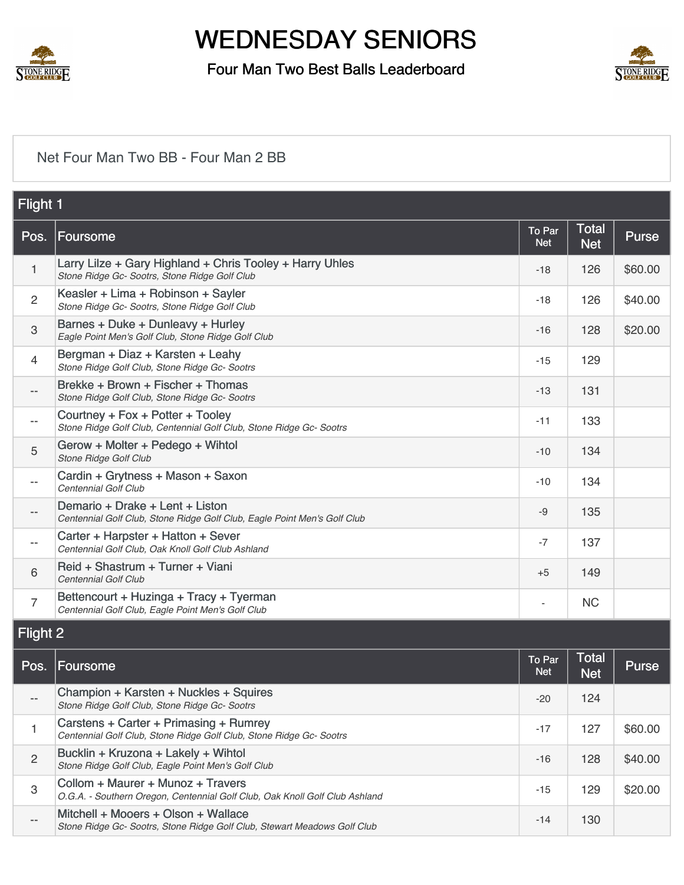# WEDNESDAY SENIORS

## Four Man Two Best Balls Leaderboard

Net Four Man Two BB - Four Man 2 BB

### Flight 1

| Pos. | Foursome | To Par Net | Total Net | Purse |
|---|---|---|---|---|
| 1 | Larry Lilze + Gary Highland + Chris Tooley + Harry Uhles<br>*Stone Ridge Gc- Sootrs, Stone Ridge Golf Club* | -18 | 126 | $60.00 |
| 2 | Keasler + Lima + Robinson + Sayler<br>*Stone Ridge Gc- Sootrs, Stone Ridge Golf Club* | -18 | 126 | $40.00 |
| 3 | Barnes + Duke + Dunleavy + Hurley<br>*Eagle Point Men's Golf Club, Stone Ridge Golf Club* | -16 | 128 | $20.00 |
| 4 | Bergman + Diaz + Karsten + Leahy<br>*Stone Ridge Golf Club, Stone Ridge Gc- Sootrs* | -15 | 129 | |
| -- | Brekke + Brown + Fischer + Thomas<br>*Stone Ridge Golf Club, Stone Ridge Gc- Sootrs* | -13 | 131 | |
| -- | Courtney + Fox + Potter + Tooley<br>*Stone Ridge Golf Club, Centennial Golf Club, Stone Ridge Gc- Sootrs* | -11 | 133 | |
| 5 | Gerow + Molter + Pedego + Wihtol<br>*Stone Ridge Golf Club* | -10 | 134 | |
| -- | Cardin + Grytness + Mason + Saxon<br>*Centennial Golf Club* | -10 | 134 | |
| -- | Demario + Drake + Lent + Liston<br>*Centennial Golf Club, Stone Ridge Golf Club, Eagle Point Men's Golf Club* | -9 | 135 | |
| -- | Carter + Harpster + Hatton + Sever<br>*Centennial Golf Club, Oak Knoll Golf Club Ashland* | -7 | 137 | |
| 6 | Reid + Shastrum + Turner + Viani<br>*Centennial Golf Club* | +5 | 149 | |
| 7 | Bettencourt + Huzinga + Tracy + Tyerman<br>*Centennial Golf Club, Eagle Point Men's Golf Club* | - | NC | |

### Flight 2

| Pos. | Foursome | To Par Net | Total Net | Purse |
|---|---|---|---|---|
| -- | Champion + Karsten + Nuckles + Squires<br>*Stone Ridge Golf Club, Stone Ridge Gc- Sootrs* | -20 | 124 | |
| 1 | Carstens + Carter + Primasing + Rumrey<br>*Centennial Golf Club, Stone Ridge Golf Club, Stone Ridge Gc- Sootrs* | -17 | 127 | $60.00 |
| 2 | Bucklin + Kruzona + Lakely + Wihtol<br>*Stone Ridge Golf Club, Eagle Point Men's Golf Club* | -16 | 128 | $40.00 |
| 3 | Collom + Maurer + Munoz + Travers<br>*O.G.A. - Southern Oregon, Centennial Golf Club, Oak Knoll Golf Club Ashland* | -15 | 129 | $20.00 |
| -- | Mitchell + Mooers + Olson + Wallace<br>*Stone Ridge Gc- Sootrs, Stone Ridge Golf Club, Stewart Meadows Golf Club* | -14 | 130 | |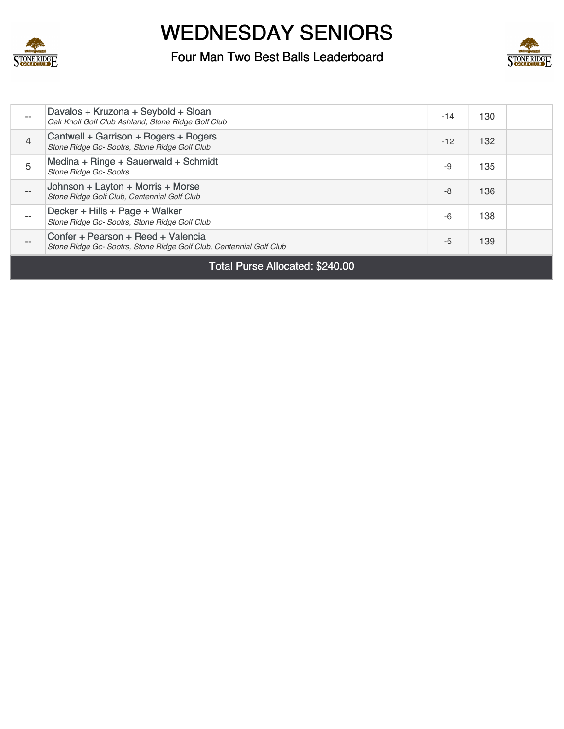# WEDNESDAY SENIORS

## Four Man Two Best Balls Leaderboard

| | | | | |
|---|---|---|---|---|
| -- | Davalos + Kruzona + Seybold + Sloan<br>*Oak Knoll Golf Club Ashland, Stone Ridge Golf Club* | -14 | 130 | |
| 4 | Cantwell + Garrison + Rogers + Rogers<br>*Stone Ridge Gc- Sootrs, Stone Ridge Golf Club* | -12 | 132 | |
| 5 | Medina + Ringe + Sauerwald + Schmidt<br>*Stone Ridge Gc- Sootrs* | -9 | 135 | |
| -- | Johnson + Layton + Morris + Morse<br>*Stone Ridge Golf Club, Centennial Golf Club* | -8 | 136 | |
| -- | Decker + Hills + Page + Walker<br>*Stone Ridge Gc- Sootrs, Stone Ridge Golf Club* | -6 | 138 | |
| -- | Confer + Pearson + Reed + Valencia<br>*Stone Ridge Gc- Sootrs, Stone Ridge Golf Club, Centennial Golf Club* | -5 | 139 | |

Total Purse Allocated: $240.00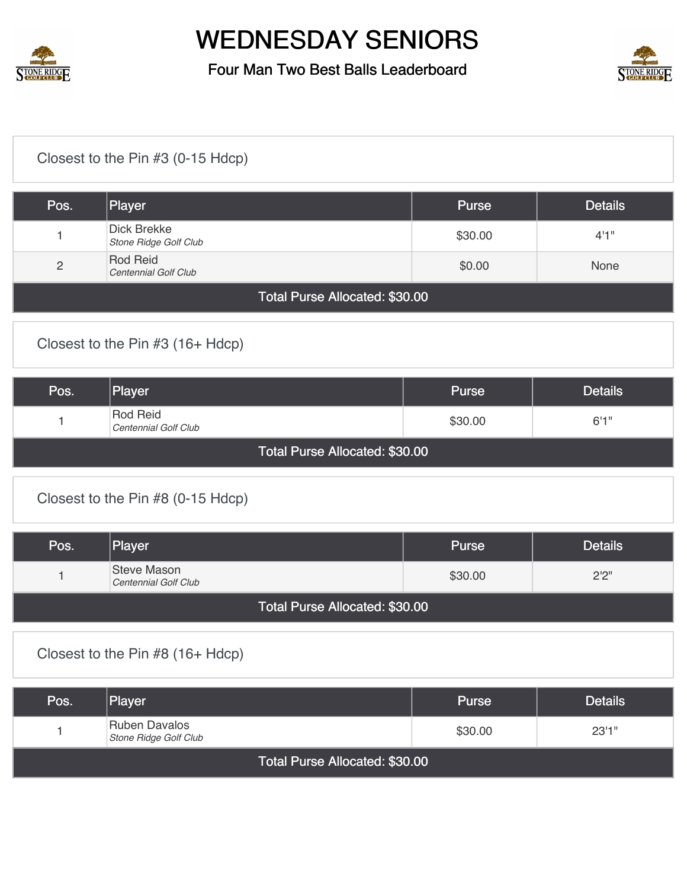# WEDNESDAY SENIORS

## Four Man Two Best Balls Leaderboard

### Closest to the Pin #3 (0-15 Hdcp)

| Pos. | Player | Purse | Details |
|---|---|---|---|
| 1 | Dick Brekke<br>*Stone Ridge Golf Club* | $30.00 | 4'1" |
| 2 | Rod Reid<br>*Centennial Golf Club* | $0.00 | None |
| Total Purse Allocated: $30.00 | | | |

### Closest to the Pin #3 (16+ Hdcp)

| Pos. | Player | Purse | Details |
|---|---|---|---|
| 1 | Rod Reid<br>*Centennial Golf Club* | $30.00 | 6'1" |
| Total Purse Allocated: $30.00 | | | |

### Closest to the Pin #8 (0-15 Hdcp)

| Pos. | Player | Purse | Details |
|---|---|---|---|
| 1 | Steve Mason<br>*Centennial Golf Club* | $30.00 | 2'2" |
| Total Purse Allocated: $30.00 | | | |

### Closest to the Pin #8 (16+ Hdcp)

| Pos. | Player | Purse | Details |
|---|---|---|---|
| 1 | Ruben Davalos<br>*Stone Ridge Golf Club* | $30.00 | 23'1" |
| Total Purse Allocated: $30.00 | | | |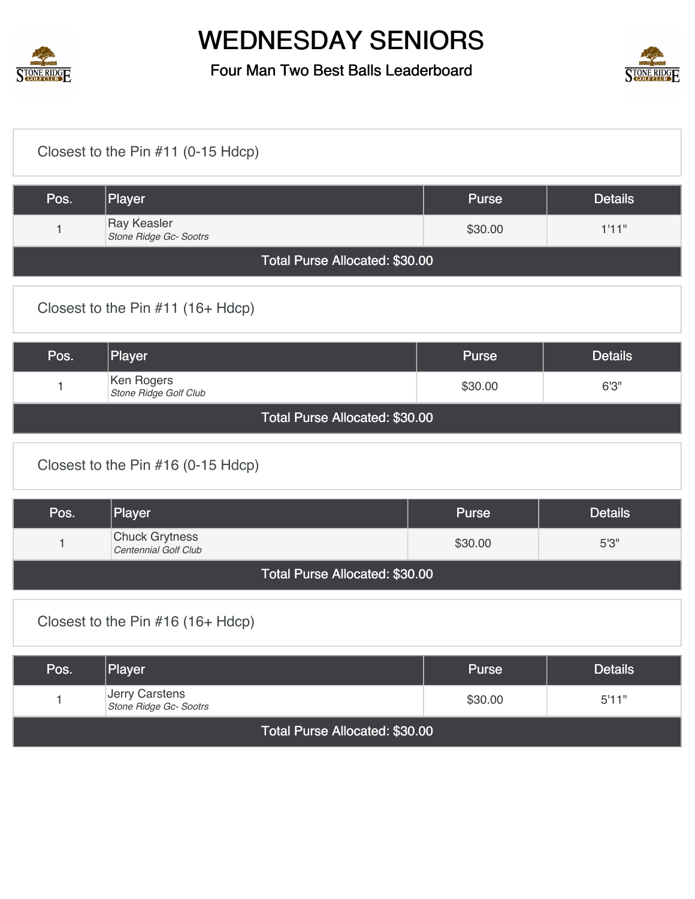# WEDNESDAY SENIORS

## Four Man Two Best Balls Leaderboard

### Closest to the Pin #11 (0-15 Hdcp)

| Pos. | Player | Purse | Details |
|---|---|---|---|
| 1 | Ray Keasler<br>*Stone Ridge Gc- Sootrs* | $30.00 | 1'11" |
| Total Purse Allocated: $30.00 | | | |

### Closest to the Pin #11 (16+ Hdcp)

| Pos. | Player | Purse | Details |
|---|---|---|---|
| 1 | Ken Rogers<br>*Stone Ridge Golf Club* | $30.00 | 6'3" |
| Total Purse Allocated: $30.00 | | | |

### Closest to the Pin #16 (0-15 Hdcp)

| Pos. | Player | Purse | Details |
|---|---|---|---|
| 1 | Chuck Grytness<br>*Centennial Golf Club* | $30.00 | 5'3" |
| Total Purse Allocated: $30.00 | | | |

### Closest to the Pin #16 (16+ Hdcp)

| Pos. | Player | Purse | Details |
|---|---|---|---|
| 1 | Jerry Carstens<br>*Stone Ridge Gc- Sootrs* | $30.00 | 5'11" |
| Total Purse Allocated: $30.00 | | | |